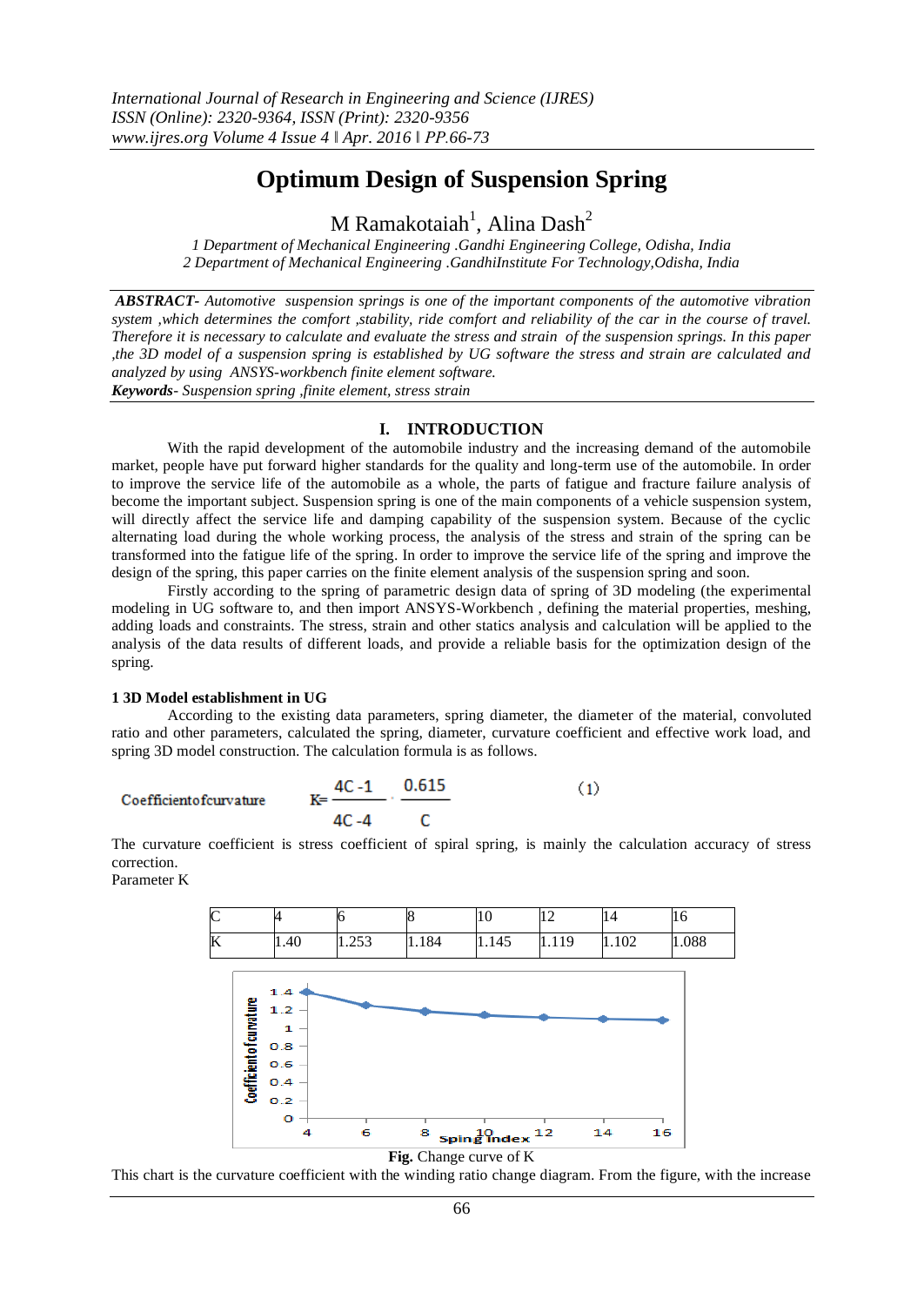# Optimum Design of Suspension Spring

M Ramakotaiah[1], Alina Dash[2]

*1 Department of Mechanical Engineering .Gandhi Engineering College, Odisha, India*
*2 Department of Mechanical Engineering .GandhiInstitute For Technology,Odisha, India*

***ABSTRACT-*** *Automotive suspension springs is one of the important components of the automotive vibration system ,which determines the comfort ,stability, ride comfort and reliability of the car in the course of travel. Therefore it is necessary to calculate and evaluate the stress and strain of the suspension springs. In this paper ,the 3D model of a suspension spring is established by UG software the stress and strain are calculated and analyzed by using ANSYS-workbench finite element software.*

***Keywords****- Suspension spring ,finite element, stress strain*

## I. INTRODUCTION

With the rapid development of the automobile industry and the increasing demand of the automobile market, people have put forward higher standards for the quality and long-term use of the automobile. In order to improve the service life of the automobile as a whole, the parts of fatigue and fracture failure analysis of become the important subject. Suspension spring is one of the main components of a vehicle suspension system, will directly affect the service life and damping capability of the suspension system. Because of the cyclic alternating load during the whole working process, the analysis of the stress and strain of the spring can be transformed into the fatigue life of the spring. In order to improve the service life of the spring and improve the design of the spring, this paper carries on the finite element analysis of the suspension spring and soon.

Firstly according to the spring of parametric design data of spring of 3D modeling (the experimental modeling in UG software to, and then import ANSYS-Workbench , defining the material properties, meshing, adding loads and constraints. The stress, strain and other statics analysis and calculation will be applied to the analysis of the data results of different loads, and provide a reliable basis for the optimization design of the spring.

### 1 3D Model establishment in UG

According to the existing data parameters, spring diameter, the diameter of the material, convoluted ratio and other parameters, calculated the spring, diameter, curvature coefficient and effective work load, and spring 3D model construction. The calculation formula is as follows.

Coefficientofcurvature

$$K = \frac{4C-1}{4C-4} \cdot \frac{0.615}{C} \qquad (1)$$

The curvature coefficient is stress coefficient of spiral spring, is mainly the calculation accuracy of stress correction.

Parameter K

| C | 4 | 6 | 8 | 10 | 12 | 14 | 16 |
|---|---|---|---|---|---|---|---|
| K | 1.40 | 1.253 | 1.184 | 1.145 | 1.119 | 1.102 | 1.088 |

**Fig.** Change curve of K

This chart is the curvature coefficient with the winding ratio change diagram. From the figure, with the increase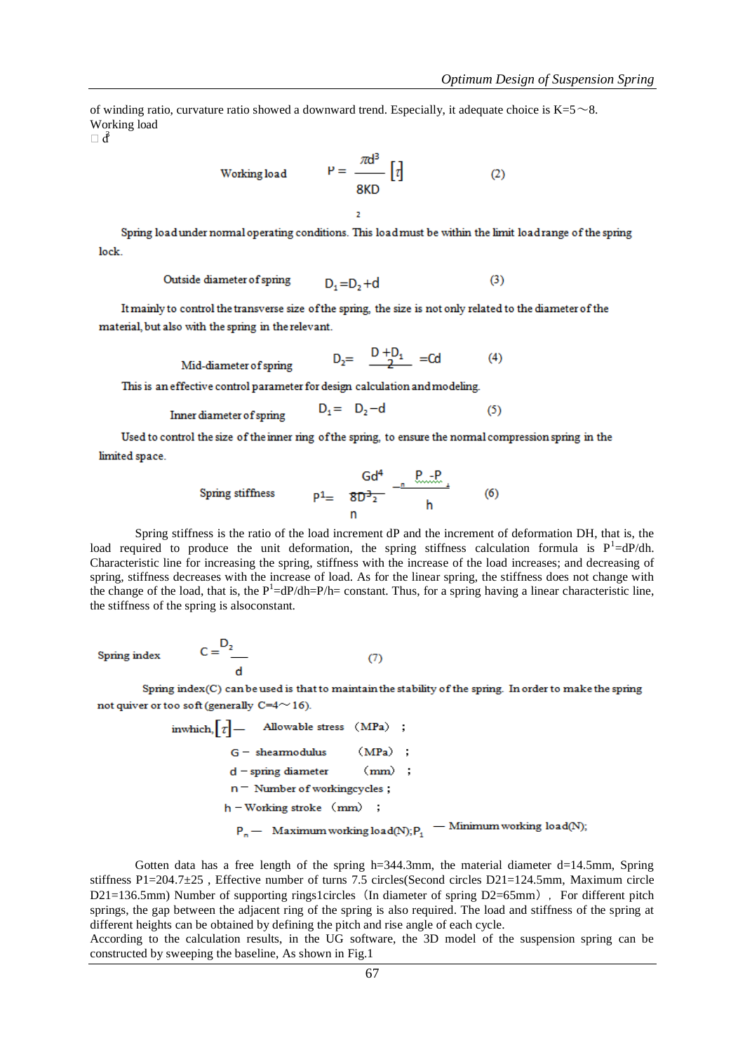of winding ratio, curvature ratio showed a downward trend. Especially, it adequate choice is K=5～8.
Working load

Working load $$P = \frac{\pi d^3}{8KD_2}[\tau] \qquad (2)$$

Spring load under normal operating conditions. This load must be within the limit load range of the spring lock.

Outside diameter of spring $$D_1 = D_2 + d \qquad (3)$$

It mainly to control the transverse size of the spring, the size is not only related to the diameter of the material, but also with the spring in the relevant.

Mid-diameter of spring $$D_2 = \frac{D + D_1}{2} = Cd \qquad (4)$$

This is an effective control parameter for design calculation and modeling.

Inner diameter of spring $$D_1 = D_2 - d \qquad (5)$$

Used to control the size of the inner ring of the spring, to ensure the normal compression spring in the limited space.

Spring stiffness $$P^1 = \frac{Gd^4}{8D_2^3 n} = \frac{P_n - P_1}{h} \qquad (6)$$

Spring stiffness is the ratio of the load increment dP and the increment of deformation DH, that is, the load required to produce the unit deformation, the spring stiffness calculation formula is $P^1$=dP/dh. Characteristic line for increasing the spring, stiffness with the increase of the load increases; and decreasing of spring, stiffness decreases with the increase of load. As for the linear spring, the stiffness does not change with the change of the load, that is, the $P^1$=dP/dh=P/h= constant. Thus, for a spring having a linear characteristic line, the stiffness of the spring is alsoconstant.

Spring index $$C = \frac{D_2}{d} \qquad (7)$$

Spring index(C) can be used is that to maintain the stability of the spring. In order to make the spring not quiver or too soft (generally C=4～16).

inwhich, $[\tau]$— Allowable stress （MPa） ;

$G$ − shearmodulus （MPa） ;

$d$ − spring diameter （mm） ;

$n$ − Number of workingcycles ;

$h$ − Working stroke （mm） ;

$P_n$ — Maximum working load(N); $P_1$ — Minimum working load(N);

Gotten data has a free length of the spring h=344.3mm, the material diameter d=14.5mm, Spring stiffness P1=204.7±25 , Effective number of turns 7.5 circles(Second circles D21=124.5mm, Maximum circle D21=136.5mm) Number of supporting rings1circles（In diameter of spring D2=65mm）, For different pitch springs, the gap between the adjacent ring of the spring is also required. The load and stiffness of the spring at different heights can be obtained by defining the pitch and rise angle of each cycle.

According to the calculation results, in the UG software, the 3D model of the suspension spring can be constructed by sweeping the baseline, As shown in Fig.1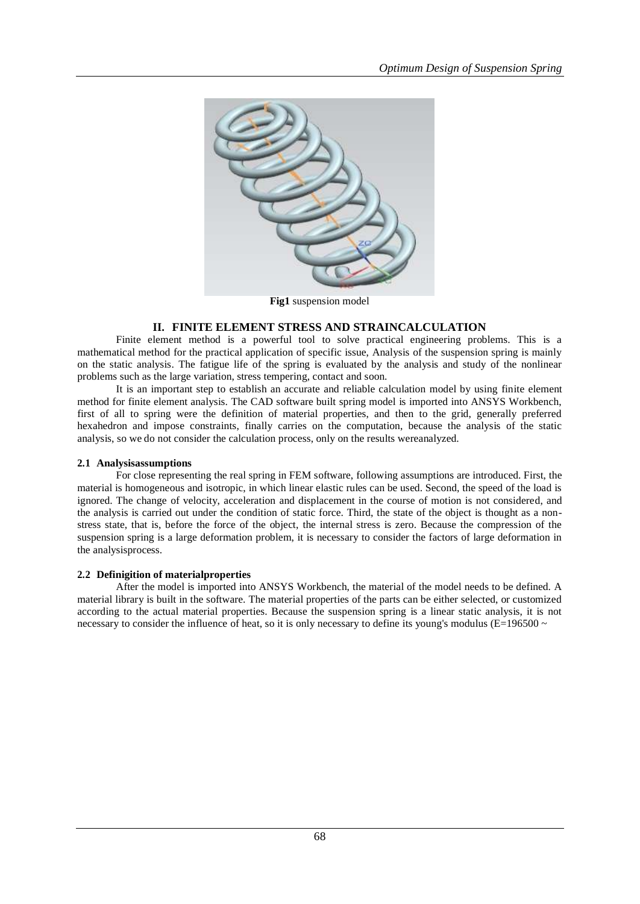**Fig1** suspension model

## II. FINITE ELEMENT STRESS AND STRAINCALCULATION

Finite element method is a powerful tool to solve practical engineering problems. This is a mathematical method for the practical application of specific issue, Analysis of the suspension spring is mainly on the static analysis. The fatigue life of the spring is evaluated by the analysis and study of the nonlinear problems such as the large variation, stress tempering, contact and soon.

It is an important step to establish an accurate and reliable calculation model by using finite element method for finite element analysis. The CAD software built spring model is imported into ANSYS Workbench, first of all to spring were the definition of material properties, and then to the grid, generally preferred hexahedron and impose constraints, finally carries on the computation, because the analysis of the static analysis, so we do not consider the calculation process, only on the results wereanalyzed.

### 2.1 Analysisassumptions

For close representing the real spring in FEM software, following assumptions are introduced. First, the material is homogeneous and isotropic, in which linear elastic rules can be used. Second, the speed of the load is ignored. The change of velocity, acceleration and displacement in the course of motion is not considered, and the analysis is carried out under the condition of static force. Third, the state of the object is thought as a non-stress state, that is, before the force of the object, the internal stress is zero. Because the compression of the suspension spring is a large deformation problem, it is necessary to consider the factors of large deformation in the analysisprocess.

### 2.2 Definigition of materialproperties

After the model is imported into ANSYS Workbench, the material of the model needs to be defined. A material library is built in the software. The material properties of the parts can be either selected, or customized according to the actual material properties. Because the suspension spring is a linear static analysis, it is not necessary to consider the influence of heat, so it is only necessary to define its young's modulus ($E=196500 \sim$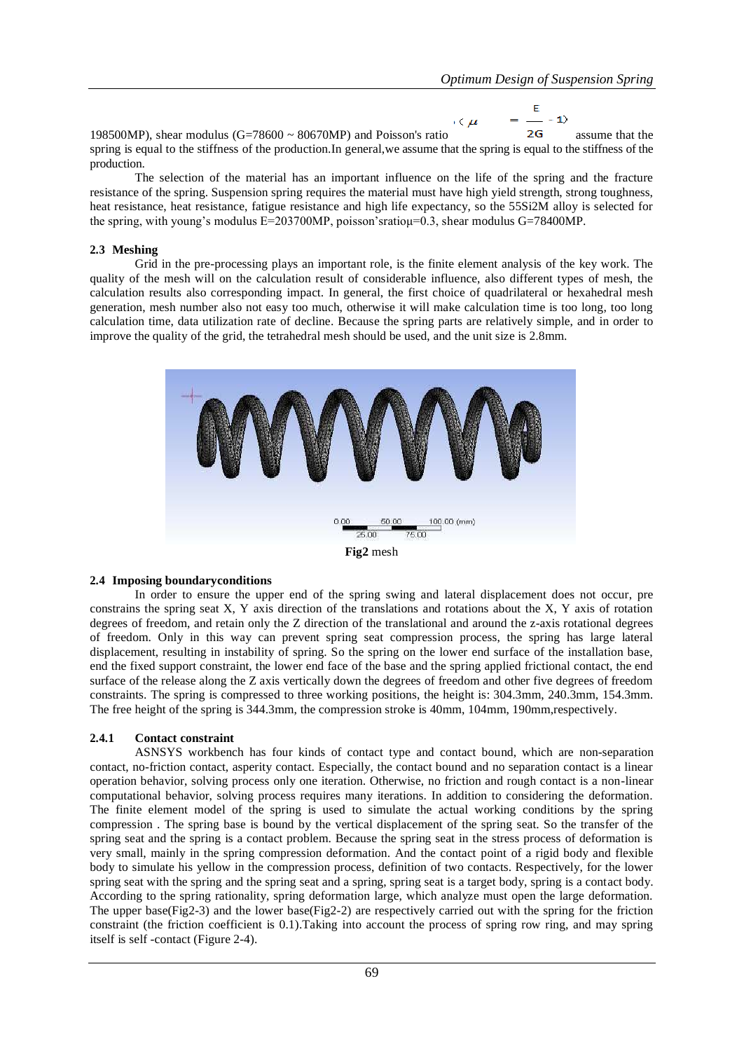198500MP), shear modulus (G=78600 ~ 80670MP) and Poisson's ratio $(\mu = \frac{E}{2G} - 1)$ assume that the spring is equal to the stiffness of the production.In general,we assume that the spring is equal to the stiffness of the production.

The selection of the material has an important influence on the life of the spring and the fracture resistance of the spring. Suspension spring requires the material must have high yield strength, strong toughness, heat resistance, heat resistance, fatigue resistance and high life expectancy, so the 55Si2M alloy is selected for the spring, with young's modulus E=203700MP, poisson'sratioμ=0.3, shear modulus G=78400MP.

### 2.3 Meshing

Grid in the pre-processing plays an important role, is the finite element analysis of the key work. The quality of the mesh will on the calculation result of considerable influence, also different types of mesh, the calculation results also corresponding impact. In general, the first choice of quadrilateral or hexahedral mesh generation, mesh number also not easy too much, otherwise it will make calculation time is too long, too long calculation time, data utilization rate of decline. Because the spring parts are relatively simple, and in order to improve the quality of the grid, the tetrahedral mesh should be used, and the unit size is 2.8mm.

**Fig2** mesh

### 2.4 Imposing boundaryconditions

In order to ensure the upper end of the spring swing and lateral displacement does not occur, pre constrains the spring seat X, Y axis direction of the translations and rotations about the X, Y axis of rotation degrees of freedom, and retain only the Z direction of the translational and around the z-axis rotational degrees of freedom. Only in this way can prevent spring seat compression process, the spring has large lateral displacement, resulting in instability of spring. So the spring on the lower end surface of the installation base, end the fixed support constraint, the lower end face of the base and the spring applied frictional contact, the end surface of the release along the Z axis vertically down the degrees of freedom and other five degrees of freedom constraints. The spring is compressed to three working positions, the height is: 304.3mm, 240.3mm, 154.3mm. The free height of the spring is 344.3mm, the compression stroke is 40mm, 104mm, 190mm,respectively.

#### 2.4.1 Contact constraint

ASNSYS workbench has four kinds of contact type and contact bound, which are non-separation contact, no-friction contact, asperity contact. Especially, the contact bound and no separation contact is a linear operation behavior, solving process only one iteration. Otherwise, no friction and rough contact is a non-linear computational behavior, solving process requires many iterations. In addition to considering the deformation. The finite element model of the spring is used to simulate the actual working conditions by the spring compression . The spring base is bound by the vertical displacement of the spring seat. So the transfer of the spring seat and the spring is a contact problem. Because the spring seat in the stress process of deformation is very small, mainly in the spring compression deformation. And the contact point of a rigid body and flexible body to simulate his yellow in the compression process, definition of two contacts. Respectively, for the lower spring seat with the spring and the spring seat and a spring, spring seat is a target body, spring is a contact body. According to the spring rationality, spring deformation large, which analyze must open the large deformation. The upper base(Fig2-3) and the lower base(Fig2-2) are respectively carried out with the spring for the friction constraint (the friction coefficient is 0.1).Taking into account the process of spring row ring, and may spring itself is self -contact (Figure 2-4).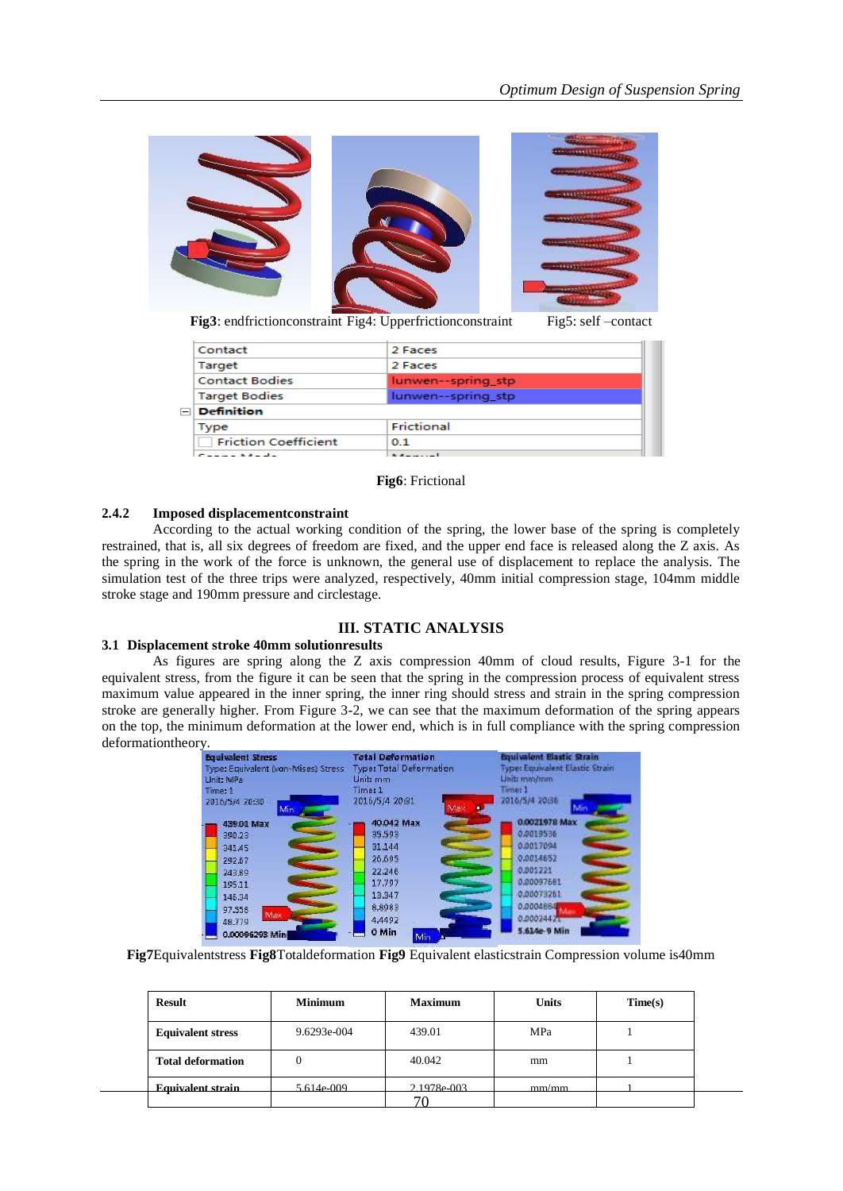**Fig3**: endfrictionconstraint Fig4: Upperfrictionconstraint Fig5: self –contact

| Contact | 2 Faces |
|---|---|
| Target | 2 Faces |
| Contact Bodies | lunwen--spring_stp |
| Target Bodies | lunwen--spring_stp |
| **Definition** | |
| Type | Frictional |
| Friction Coefficient | 0.1 |

**Fig6**: Frictional

### 2.4.2 Imposed displacementconstraint

According to the actual working condition of the spring, the lower base of the spring is completely restrained, that is, all six degrees of freedom are fixed, and the upper end face is released along the Z axis. As the spring in the work of the force is unknown, the general use of displacement to replace the analysis. The simulation test of the three trips were analyzed, respectively, 40mm initial compression stage, 104mm middle stroke stage and 190mm pressure and circlestage.

## III. STATIC ANALYSIS

### 3.1 Displacement stroke 40mm solutionresults

As figures are spring along the Z axis compression 40mm of cloud results, Figure 3-1 for the equivalent stress, from the figure it can be seen that the spring in the compression process of equivalent stress maximum value appeared in the inner spring, the inner ring should stress and strain in the spring compression stroke are generally higher. From Figure 3-2, we can see that the maximum deformation of the spring appears on the top, the minimum deformation at the lower end, which is in full compliance with the spring compression deformationtheory.

**Fig7**Equivalentstress **Fig8**Totaldeformation **Fig9** Equivalent elasticstrain Compression volume is40mm

| Result | Minimum | Maximum | Units | Time(s) |
|---|---|---|---|---|
| **Equivalent stress** | 9.6293e-004 | 439.01 | MPa | 1 |
| **Total deformation** | 0 | 40.042 | mm | 1 |
| **Equivalent strain** | 5.614e-009 | 2.1978e-003 | mm/mm | 1 |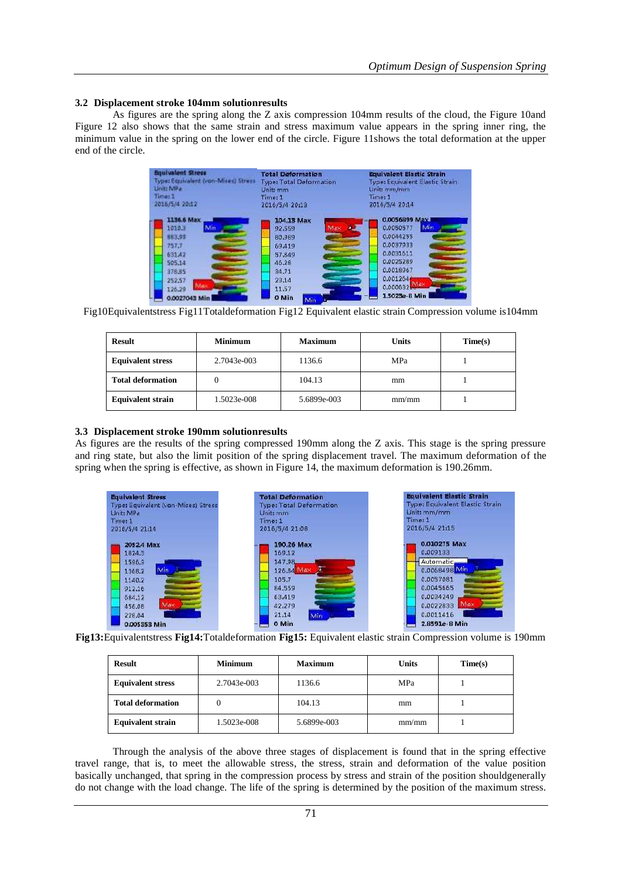### 3.2 Displacement stroke 104mm solutionresults

As figures are the spring along the Z axis compression 104mm results of the cloud, the Figure 10and Figure 12 also shows that the same strain and stress maximum value appears in the spring inner ring, the minimum value in the spring on the lower end of the circle. Figure 11shows the total deformation at the upper end of the circle.

Fig10Equivalentstress Fig11Totaldeformation Fig12 Equivalent elastic strain Compression volume is104mm

| Result | Minimum | Maximum | Units | Time(s) |
|---|---|---|---|---|
| Equivalent stress | 2.7043e-003 | 1136.6 | MPa | 1 |
| Total deformation | 0 | 104.13 | mm | 1 |
| Equivalent strain | 1.5023e-008 | 5.6899e-003 | mm/mm | 1 |

### 3.3 Displacement stroke 190mm solutionresults

As figures are the results of the spring compressed 190mm along the Z axis. This stage is the spring pressure and ring state, but also the limit position of the spring displacement travel. The maximum deformation of the spring when the spring is effective, as shown in Figure 14, the maximum deformation is 190.26mm.

**Fig13:**Equivalentstress **Fig14:**Totaldeformation **Fig15:** Equivalent elastic strain Compression volume is 190mm

| Result | Minimum | Maximum | Units | Time(s) |
|---|---|---|---|---|
| Equivalent stress | 2.7043e-003 | 1136.6 | MPa | 1 |
| Total deformation | 0 | 104.13 | mm | 1 |
| Equivalent strain | 1.5023e-008 | 5.6899e-003 | mm/mm | 1 |

Through the analysis of the above three stages of displacement is found that in the spring effective travel range, that is, to meet the allowable stress, the stress, strain and deformation of the value position basically unchanged, that spring in the compression process by stress and strain of the position shouldgenerally do not change with the load change. The life of the spring is determined by the position of the maximum stress.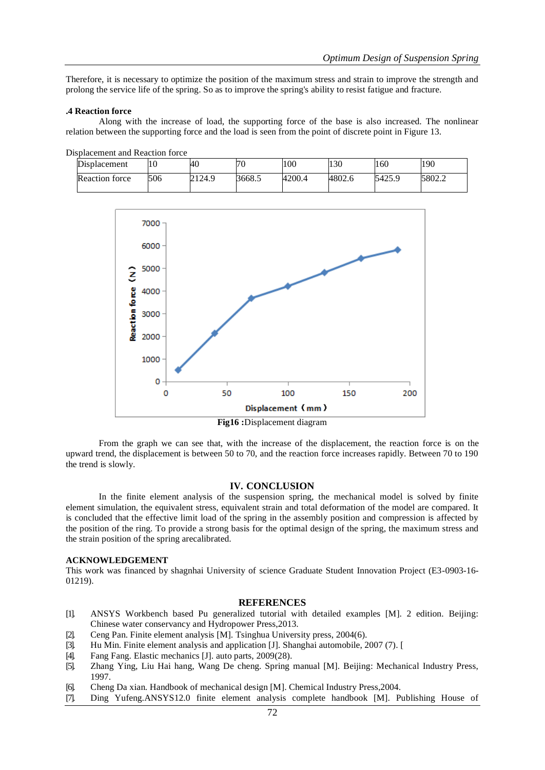Therefore, it is necessary to optimize the position of the maximum stress and strain to improve the strength and prolong the service life of the spring. So as to improve the spring's ability to resist fatigue and fracture.

#### .4 Reaction force

Along with the increase of load, the supporting force of the base is also increased. The nonlinear relation between the supporting force and the load is seen from the point of discrete point in Figure 13.

Displacement and Reaction force

| Displacement | 10 | 40 | 70 | 100 | 130 | 160 | 190 |
|---|---|---|---|---|---|---|---|
| Reaction force | 506 | 2124.9 | 3668.5 | 4200.4 | 4802.6 | 5425.9 | 5802.2 |

**Fig16 :**Displacement diagram

From the graph we can see that, with the increase of the displacement, the reaction force is on the upward trend, the displacement is between 50 to 70, and the reaction force increases rapidly. Between 70 to 190 the trend is slowly.

## IV. CONCLUSION

In the finite element analysis of the suspension spring, the mechanical model is solved by finite element simulation, the equivalent stress, equivalent strain and total deformation of the model are compared. It is concluded that the effective limit load of the spring in the assembly position and compression is affected by the position of the ring. To provide a strong basis for the optimal design of the spring, the maximum stress and the strain position of the spring arecalibrated.

## ACKNOWLEDGEMENT

This work was financed by shagnhai University of science Graduate Student Innovation Project (E3-0903-16-01219).

## REFERENCES

[1]. ANSYS Workbench based Pu generalized tutorial with detailed examples [M]. 2 edition. Beijing: Chinese water conservancy and Hydropower Press,2013.
[2]. Ceng Pan. Finite element analysis [M]. Tsinghua University press, 2004(6).
[3]. Hu Min. Finite element analysis and application [J]. Shanghai automobile, 2007 (7). [
[4]. Fang Fang. Elastic mechanics [J]. auto parts, 2009(28).
[5]. Zhang Ying, Liu Hai hang, Wang De cheng. Spring manual [M]. Beijing: Mechanical Industry Press, 1997.
[6]. Cheng Da xian. Handbook of mechanical design [M]. Chemical Industry Press,2004.
[7]. Ding Yufeng.ANSYS12.0 finite element analysis complete handbook [M]. Publishing House of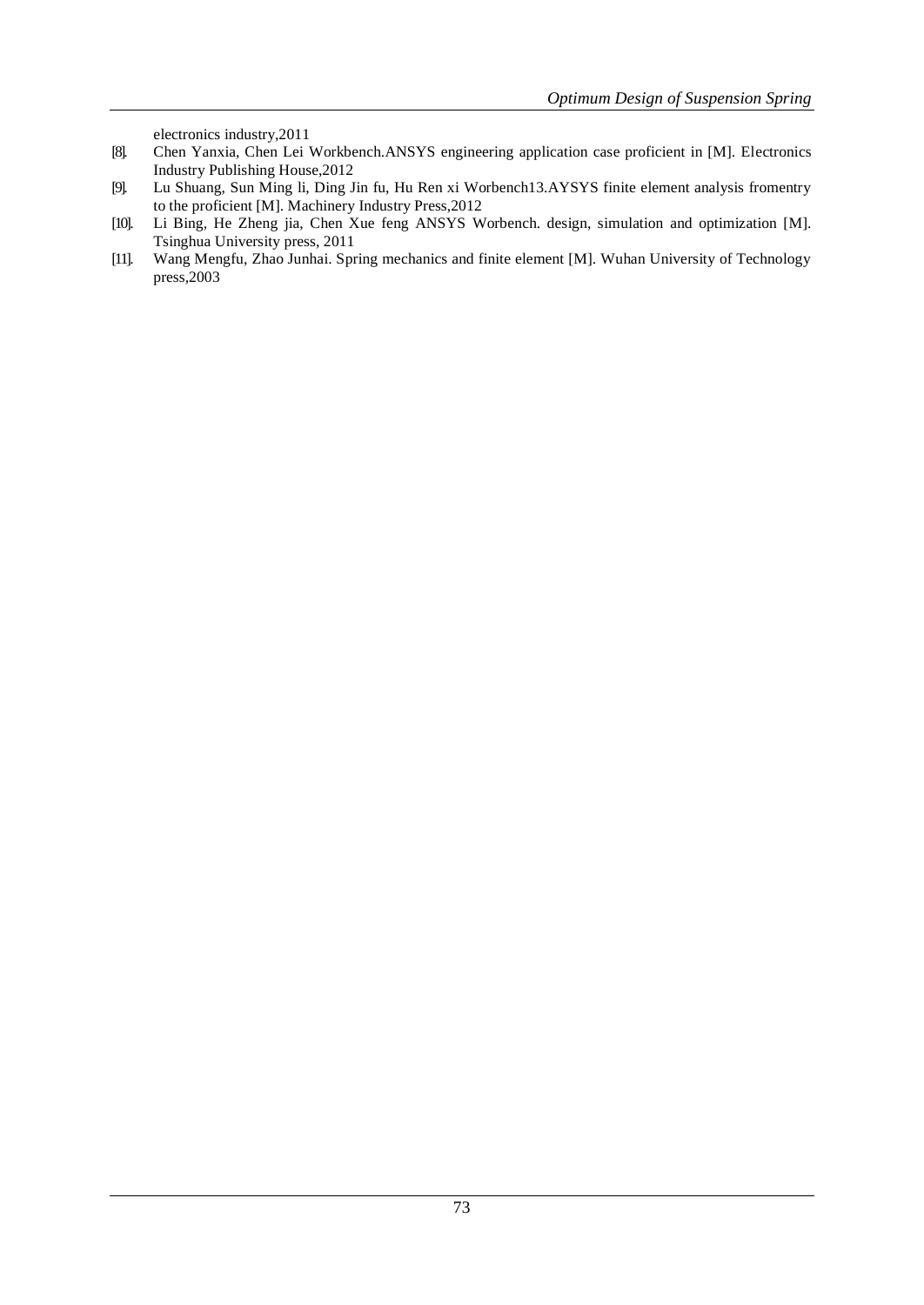electronics industry,2011

[8]. Chen Yanxia, Chen Lei Workbench.ANSYS engineering application case proficient in [M]. Electronics Industry Publishing House,2012

[9]. Lu Shuang, Sun Ming li, Ding Jin fu, Hu Ren xi Worbench13.AYSYS finite element analysis fromentry to the proficient [M]. Machinery Industry Press,2012

[10]. Li Bing, He Zheng jia, Chen Xue feng ANSYS Worbench. design, simulation and optimization [M]. Tsinghua University press, 2011

[11]. Wang Mengfu, Zhao Junhai. Spring mechanics and finite element [M]. Wuhan University of Technology press,2003